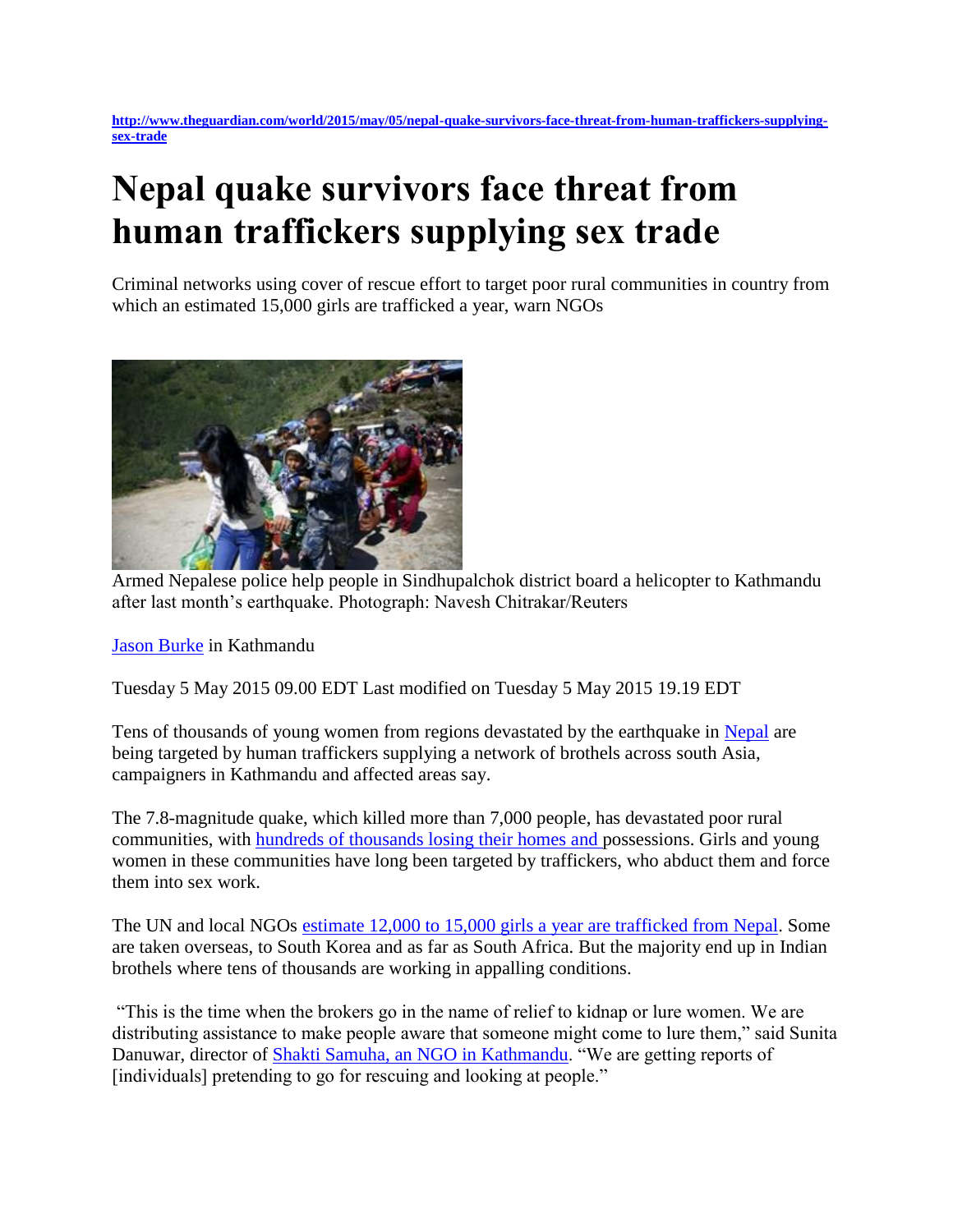http://www.theguardian.com/world/2015/may/05/nepal-quake-survivors-face-threat-from-human-traffickers-supplying-sex-trade

# Nepal quake survivors face threat from human traffickers supplying sex trade

Criminal networks using cover of rescue effort to target poor rural communities in country from which an estimated 15,000 girls are trafficked a year, warn NGOs

Armed Nepalese police help people in Sindhupalchok district board a helicopter to Kathmandu after last month's earthquake. Photograph: Navesh Chitrakar/Reuters

Jason Burke in Kathmandu

Tuesday 5 May 2015 09.00 EDT Last modified on Tuesday 5 May 2015 19.19 EDT

Tens of thousands of young women from regions devastated by the earthquake in Nepal are being targeted by human traffickers supplying a network of brothels across south Asia, campaigners in Kathmandu and affected areas say.

The 7.8-magnitude quake, which killed more than 7,000 people, has devastated poor rural communities, with hundreds of thousands losing their homes and possessions. Girls and young women in these communities have long been targeted by traffickers, who abduct them and force them into sex work.

The UN and local NGOs estimate 12,000 to 15,000 girls a year are trafficked from Nepal. Some are taken overseas, to South Korea and as far as South Africa. But the majority end up in Indian brothels where tens of thousands are working in appalling conditions.

"This is the time when the brokers go in the name of relief to kidnap or lure women. We are distributing assistance to make people aware that someone might come to lure them," said Sunita Danuwar, director of Shakti Samuha, an NGO in Kathmandu. "We are getting reports of [individuals] pretending to go for rescuing and looking at people."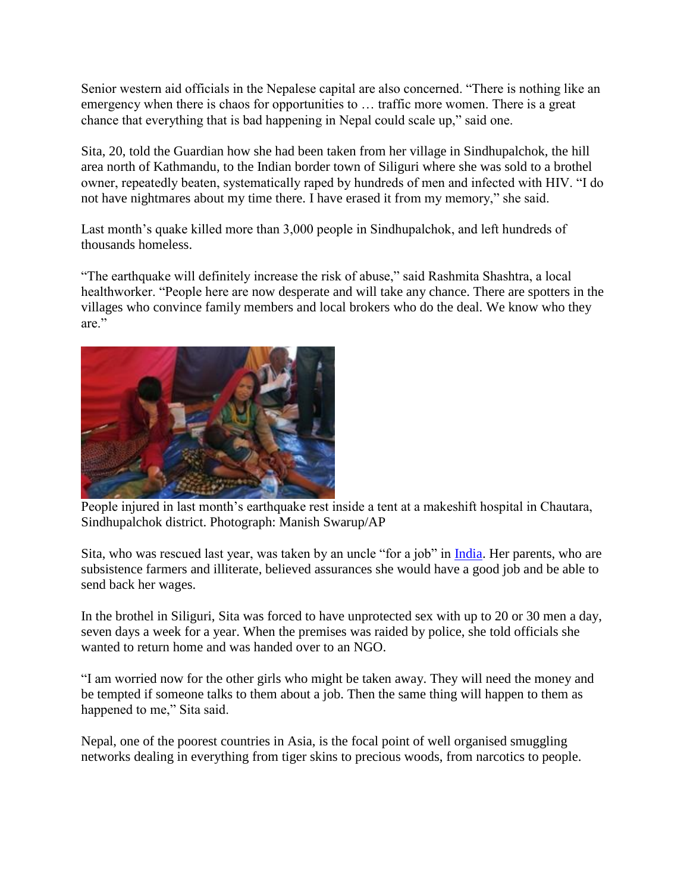Senior western aid officials in the Nepalese capital are also concerned. "There is nothing like an emergency when there is chaos for opportunities to … traffic more women. There is a great chance that everything that is bad happening in Nepal could scale up," said one.

Sita, 20, told the Guardian how she had been taken from her village in Sindhupalchok, the hill area north of Kathmandu, to the Indian border town of Siliguri where she was sold to a brothel owner, repeatedly beaten, systematically raped by hundreds of men and infected with HIV. "I do not have nightmares about my time there. I have erased it from my memory," she said.

Last month's quake killed more than 3,000 people in Sindhupalchok, and left hundreds of thousands homeless.

"The earthquake will definitely increase the risk of abuse," said Rashmita Shashtra, a local healthworker. "People here are now desperate and will take any chance. There are spotters in the villages who convince family members and local brokers who do the deal. We know who they are."

People injured in last month's earthquake rest inside a tent at a makeshift hospital in Chautara, Sindhupalchok district. Photograph: Manish Swarup/AP

Sita, who was rescued last year, was taken by an uncle "for a job" in [India](). Her parents, who are subsistence farmers and illiterate, believed assurances she would have a good job and be able to send back her wages.

In the brothel in Siliguri, Sita was forced to have unprotected sex with up to 20 or 30 men a day, seven days a week for a year. When the premises was raided by police, she told officials she wanted to return home and was handed over to an NGO.

"I am worried now for the other girls who might be taken away. They will need the money and be tempted if someone talks to them about a job. Then the same thing will happen to them as happened to me," Sita said.

Nepal, one of the poorest countries in Asia, is the focal point of well organised smuggling networks dealing in everything from tiger skins to precious woods, from narcotics to people.